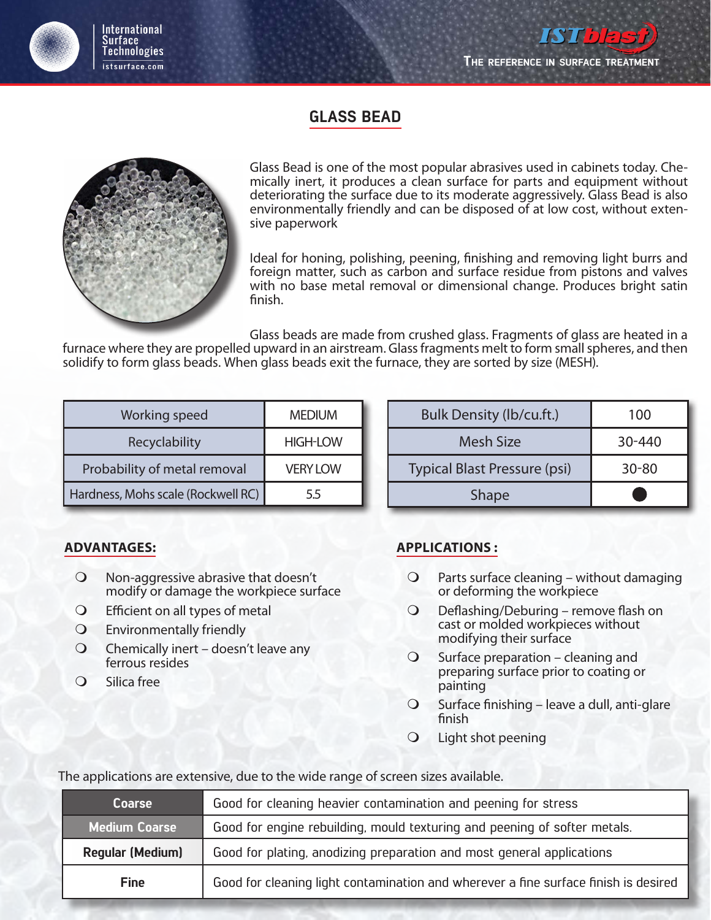International Surface Technologies
istsurface.com

ISTblast — The reference in surface treatment

# GLASS BEAD

Glass Bead is one of the most popular abrasives used in cabinets today. Chemically inert, it produces a clean surface for parts and equipment without deteriorating the surface due to its moderate aggressively. Glass Bead is also environmentally friendly and can be disposed of at low cost, without extensive paperwork

Ideal for honing, polishing, peening, finishing and removing light burrs and foreign matter, such as carbon and surface residue from pistons and valves with no base metal removal or dimensional change. Produces bright satin finish.

Glass beads are made from crushed glass. Fragments of glass are heated in a furnace where they are propelled upward in an airstream. Glass fragments melt to form small spheres, and then solidify to form glass beads. When glass beads exit the furnace, they are sorted by size (MESH).

| Working speed | MEDIUM |
|---|---|
| Recyclability | HIGH-LOW |
| Probability of metal removal | VERY LOW |
| Hardness, Mohs scale (Rockwell RC) | 5.5 |

| Bulk Density (lb/cu.ft.) | 100 |
|---|---|
| Mesh Size | 30-440 |
| Typical Blast Pressure (psi) | 30-80 |
| Shape | ● |

## ADVANTAGES:

- Non-aggressive abrasive that doesn't modify or damage the workpiece surface
- Efficient on all types of metal
- Environmentally friendly
- Chemically inert – doesn't leave any ferrous resides
- Silica free

## APPLICATIONS :

- Parts surface cleaning – without damaging or deforming the workpiece
- Deflashing/Deburing – remove flash on cast or molded workpieces without modifying their surface
- Surface preparation – cleaning and preparing surface prior to coating or painting
- Surface finishing – leave a dull, anti-glare finish
- Light shot peening

The applications are extensive, due to the wide range of screen sizes available.

| Size | Use |
|---|---|
| **Coarse** | Good for cleaning heavier contamination and peening for stress |
| **Medium Coarse** | Good for engine rebuilding, mould texturing and peening of softer metals. |
| **Regular (Medium)** | Good for plating, anodizing preparation and most general applications |
| **Fine** | Good for cleaning light contamination and wherever a fine surface finish is desired |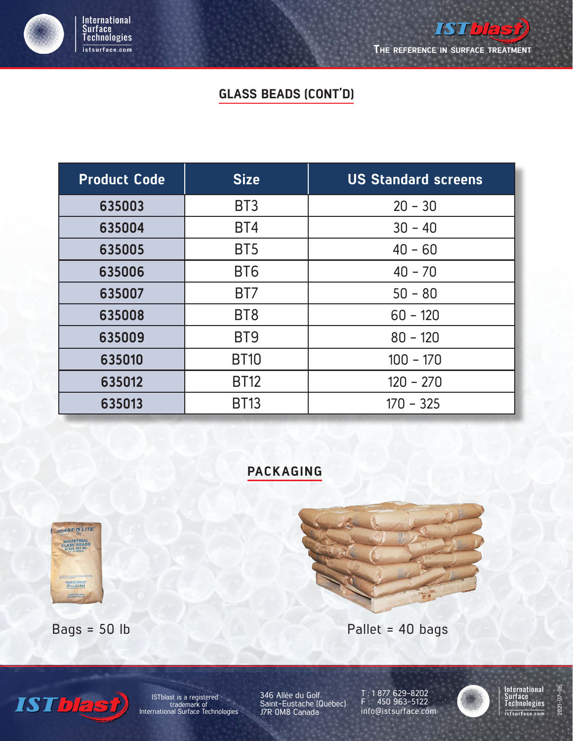## GLASS BEADS (CONT'D)

| Product Code | Size | US Standard screens |
| --- | --- | --- |
| 635003 | BT3 | 20 – 30 |
| 635004 | BT4 | 30 – 40 |
| 635005 | BT5 | 40 – 60 |
| 635006 | BT6 | 40 – 70 |
| 635007 | BT7 | 50 – 80 |
| 635008 | BT8 | 60 – 120 |
| 635009 | BT9 | 80 – 120 |
| 635010 | BT10 | 100 – 170 |
| 635012 | BT12 | 120 – 270 |
| 635013 | BT13 | 170 – 325 |

## PACKAGING

Bags = 50 lb

Pallet = 40 bags

ISTblast is a registered trademark of International Surface Technologies

346 Allée du Golf
Saint-Eustache (Québec)
J7R 0M8 Canada

T : 1 877 629-8202
F : 450 963-5122
info@istsurface.com